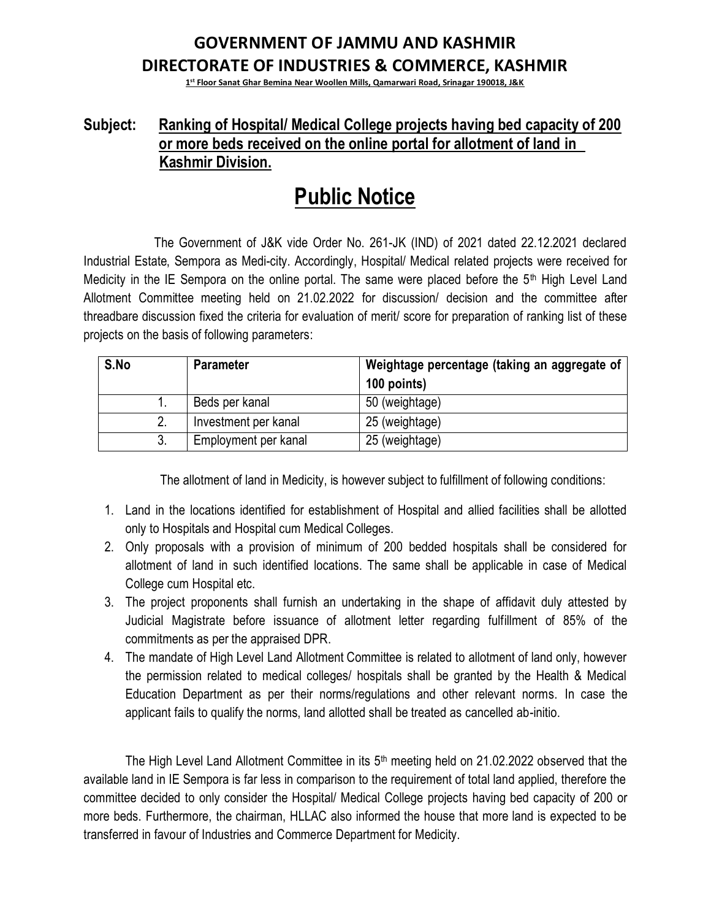# GOVERNMENT OF JAMMU AND KASHMIR
# DIRECTORATE OF INDUSTRIES & COMMERCE, KASHMIR

**1st Floor Sanat Ghar Bemina Near Woollen Mills, Qamarwari Road, Srinagar 190018, J&K**

**Subject: Ranking of Hospital/ Medical College projects having bed capacity of 200 or more beds received on the online portal for allotment of land in Kashmir Division.**

## Public Notice

The Government of J&K vide Order No. 261-JK (IND) of 2021 dated 22.12.2021 declared Industrial Estate, Sempora as Medi-city. Accordingly, Hospital/ Medical related projects were received for Medicity in the IE Sempora on the online portal. The same were placed before the 5th High Level Land Allotment Committee meeting held on 21.02.2022 for discussion/ decision and the committee after threadbare discussion fixed the criteria for evaluation of merit/ score for preparation of ranking list of these projects on the basis of following parameters:

| S.No | Parameter | Weightage percentage (taking an aggregate of 100 points) |
|---|---|---|
| 1. | Beds per kanal | 50 (weightage) |
| 2. | Investment per kanal | 25 (weightage) |
| 3. | Employment per kanal | 25 (weightage) |

The allotment of land in Medicity, is however subject to fulfillment of following conditions:

1. Land in the locations identified for establishment of Hospital and allied facilities shall be allotted only to Hospitals and Hospital cum Medical Colleges.
2. Only proposals with a provision of minimum of 200 bedded hospitals shall be considered for allotment of land in such identified locations. The same shall be applicable in case of Medical College cum Hospital etc.
3. The project proponents shall furnish an undertaking in the shape of affidavit duly attested by Judicial Magistrate before issuance of allotment letter regarding fulfillment of 85% of the commitments as per the appraised DPR.
4. The mandate of High Level Land Allotment Committee is related to allotment of land only, however the permission related to medical colleges/ hospitals shall be granted by the Health & Medical Education Department as per their norms/regulations and other relevant norms. In case the applicant fails to qualify the norms, land allotted shall be treated as cancelled ab-initio.

The High Level Land Allotment Committee in its 5th meeting held on 21.02.2022 observed that the available land in IE Sempora is far less in comparison to the requirement of total land applied, therefore the committee decided to only consider the Hospital/ Medical College projects having bed capacity of 200 or more beds. Furthermore, the chairman, HLLAC also informed the house that more land is expected to be transferred in favour of Industries and Commerce Department for Medicity.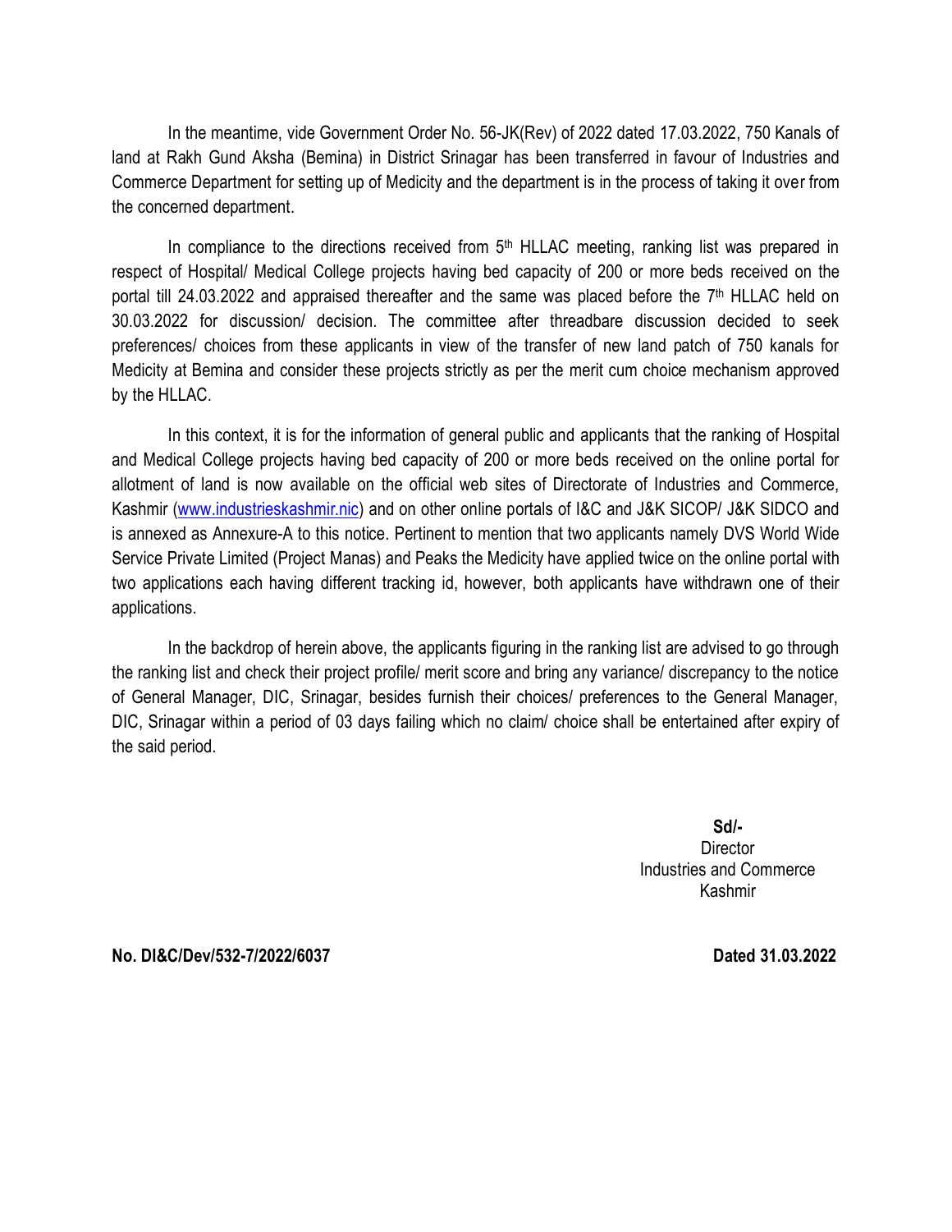In the meantime, vide Government Order No. 56-JK(Rev) of 2022 dated 17.03.2022, 750 Kanals of land at Rakh Gund Aksha (Bemina) in District Srinagar has been transferred in favour of Industries and Commerce Department for setting up of Medicity and the department is in the process of taking it over from the concerned department.

In compliance to the directions received from 5th HLLAC meeting, ranking list was prepared in respect of Hospital/ Medical College projects having bed capacity of 200 or more beds received on the portal till 24.03.2022 and appraised thereafter and the same was placed before the 7th HLLAC held on 30.03.2022 for discussion/ decision. The committee after threadbare discussion decided to seek preferences/ choices from these applicants in view of the transfer of new land patch of 750 kanals for Medicity at Bemina and consider these projects strictly as per the merit cum choice mechanism approved by the HLLAC.

In this context, it is for the information of general public and applicants that the ranking of Hospital and Medical College projects having bed capacity of 200 or more beds received on the online portal for allotment of land is now available on the official web sites of Directorate of Industries and Commerce, Kashmir (www.industrieskashmir.nic) and on other online portals of I&C and J&K SICOP/ J&K SIDCO and is annexed as Annexure-A to this notice. Pertinent to mention that two applicants namely DVS World Wide Service Private Limited (Project Manas) and Peaks the Medicity have applied twice on the online portal with two applications each having different tracking id, however, both applicants have withdrawn one of their applications.

In the backdrop of herein above, the applicants figuring in the ranking list are advised to go through the ranking list and check their project profile/ merit score and bring any variance/ discrepancy to the notice of General Manager, DIC, Srinagar, besides furnish their choices/ preferences to the General Manager, DIC, Srinagar within a period of 03 days failing which no claim/ choice shall be entertained after expiry of the said period.

**Sd/-**
Director
Industries and Commerce
Kashmir

**No. DI&C/Dev/532-7/2022/6037** **Dated 31.03.2022**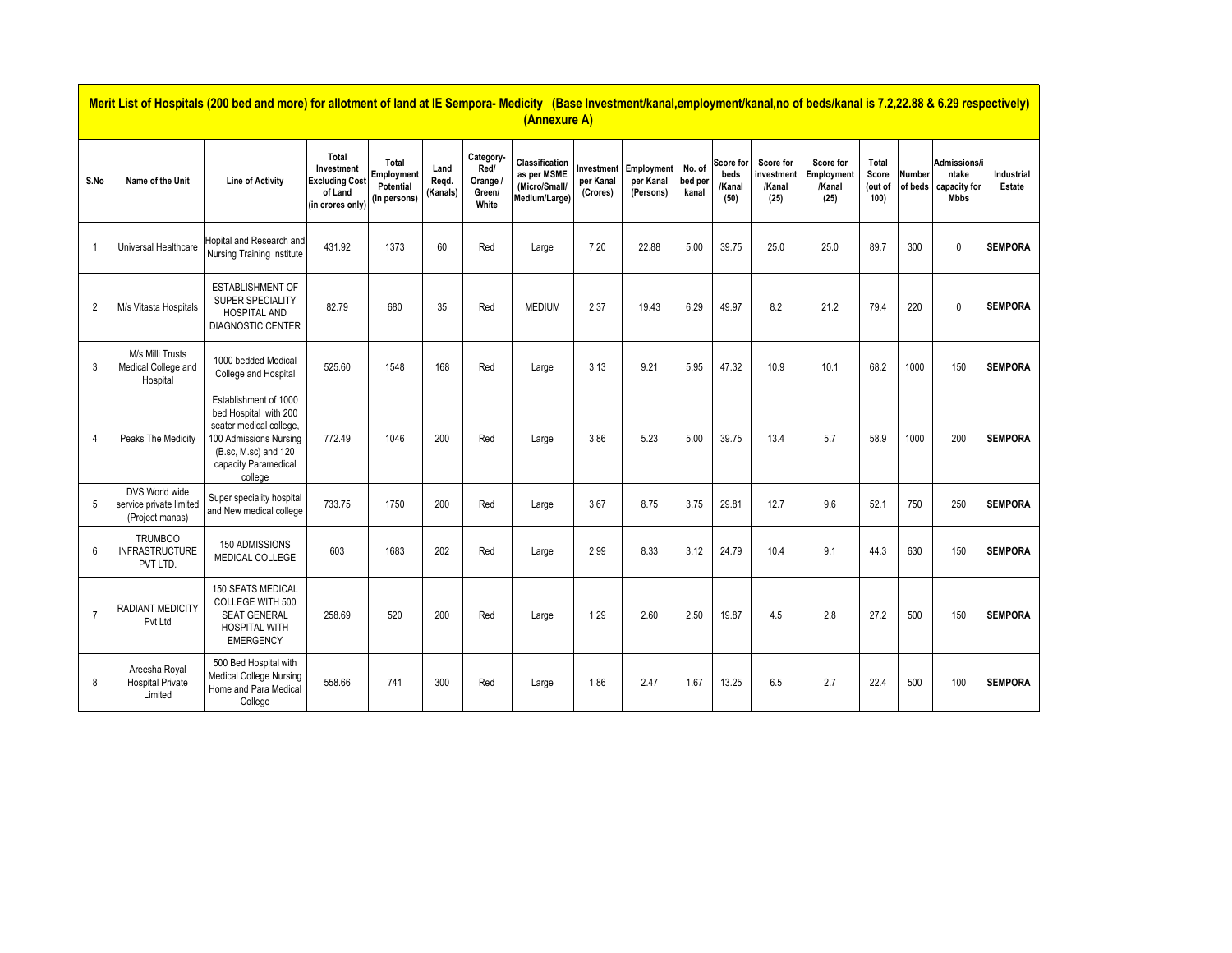**Merit List of Hospitals (200 bed and more) for allotment of land at IE Sempora- Medicity (Base Investment/kanal,employment/kanal,no of beds/kanal is 7.2,22.88 & 6.29 respectively) (Annexure A)**

| S.No | Name of the Unit | Line of Activity | Total Investment Excluding Cost of Land (in crores only) | Total Employment Potential (In persons) | Land Reqd. (Kanals) | Category-Red/ Orange / Green/ White | Classification as per MSME (Micro/Small/ Medium/Large) | Investment per Kanal (Crores) | Employment per Kanal (Persons) | No. of bed per kanal | Score for beds /Kanal (50) | Score for investment /Kanal (25) | Score for Employment /Kanal (25) | Total Score (out of 100) | Number of beds | Admissions/intake capacity for Mbbs | Industrial Estate |
|---|---|---|---|---|---|---|---|---|---|---|---|---|---|---|---|---|---|
| 1 | Universal Healthcare | Hopital and Research and Nursing Training Institute | 431.92 | 1373 | 60 | Red | Large | 7.20 | 22.88 | 5.00 | 39.75 | 25.0 | 25.0 | 89.7 | 300 | 0 | **SEMPORA** |
| 2 | M/s Vitasta Hospitals | ESTABLISHMENT OF SUPER SPECIALITY HOSPITAL AND DIAGNOSTIC CENTER | 82.79 | 680 | 35 | Red | MEDIUM | 2.37 | 19.43 | 6.29 | 49.97 | 8.2 | 21.2 | 79.4 | 220 | 0 | **SEMPORA** |
| 3 | M/s Milli Trusts Medical College and Hospital | 1000 bedded Medical College and Hospital | 525.60 | 1548 | 168 | Red | Large | 3.13 | 9.21 | 5.95 | 47.32 | 10.9 | 10.1 | 68.2 | 1000 | 150 | **SEMPORA** |
| 4 | Peaks The Medicity | Establishment of 1000 bed Hospital with 200 seater medical college, 100 Admissions Nursing (B.sc, M.sc) and 120 capacity Paramedical college | 772.49 | 1046 | 200 | Red | Large | 3.86 | 5.23 | 5.00 | 39.75 | 13.4 | 5.7 | 58.9 | 1000 | 200 | **SEMPORA** |
| 5 | DVS World wide service private limited (Project manas) | Super speciality hospital and New medical college | 733.75 | 1750 | 200 | Red | Large | 3.67 | 8.75 | 3.75 | 29.81 | 12.7 | 9.6 | 52.1 | 750 | 250 | **SEMPORA** |
| 6 | TRUMBOO INFRASTRUCTURE PVT LTD. | 150 ADMISSIONS MEDICAL COLLEGE | 603 | 1683 | 202 | Red | Large | 2.99 | 8.33 | 3.12 | 24.79 | 10.4 | 9.1 | 44.3 | 630 | 150 | **SEMPORA** |
| 7 | RADIANT MEDICITY Pvt Ltd | 150 SEATS MEDICAL COLLEGE WITH 500 SEAT GENERAL HOSPITAL WITH EMERGENCY | 258.69 | 520 | 200 | Red | Large | 1.29 | 2.60 | 2.50 | 19.87 | 4.5 | 2.8 | 27.2 | 500 | 150 | **SEMPORA** |
| 8 | Areesha Royal Hospital Private Limited | 500 Bed Hospital with Medical College Nursing Home and Para Medical College | 558.66 | 741 | 300 | Red | Large | 1.86 | 2.47 | 1.67 | 13.25 | 6.5 | 2.7 | 22.4 | 500 | 100 | **SEMPORA** |